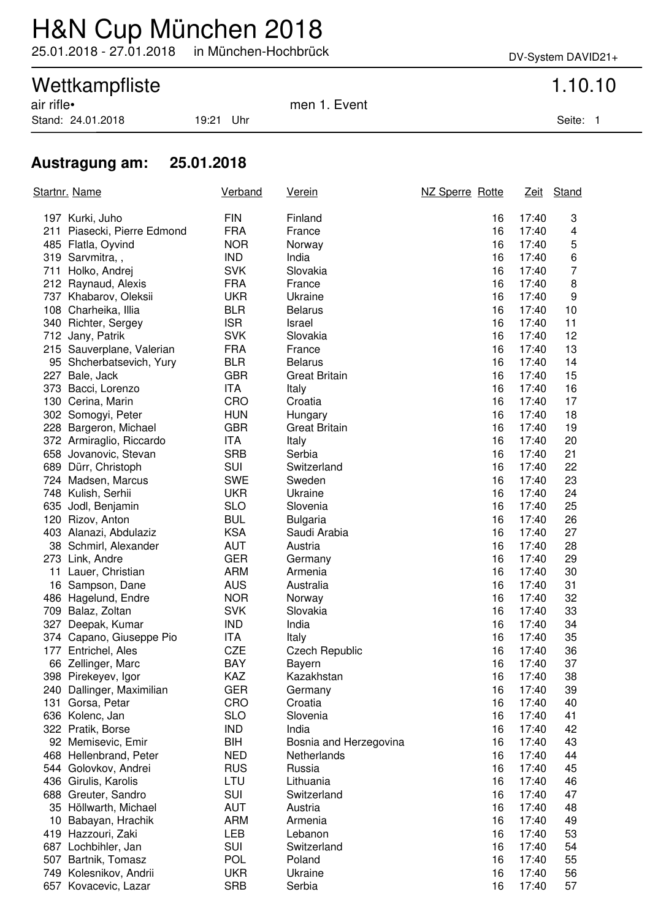# H&N Cup München 2018

25.01.2018 - 27.01.2018 in München-Hochbrück

DV-System DAVID21+

## Wettkampfliste 1.10.10

air rifle• men 1. Event

Stand: 24.01.2018 19:21 Uhr

### Austragung am: 25.01.2018

| Startnr. | Name | Verband | Verein | NZ Sperre | Rotte | Zeit | Stand |
|---|---|---|---|---|---|---|---|
| 197 | Kurki, Juho | FIN | Finland | | 16 | 17:40 | 3 |
| 211 | Piasecki, Pierre Edmond | FRA | France | | 16 | 17:40 | 4 |
| 485 | Flatla, Oyvind | NOR | Norway | | 16 | 17:40 | 5 |
| 319 | Sarvmitra, , | IND | India | | 16 | 17:40 | 6 |
| 711 | Holko, Andrej | SVK | Slovakia | | 16 | 17:40 | 7 |
| 212 | Raynaud, Alexis | FRA | France | | 16 | 17:40 | 8 |
| 737 | Khabarov, Oleksii | UKR | Ukraine | | 16 | 17:40 | 9 |
| 108 | Charheika, Illia | BLR | Belarus | | 16 | 17:40 | 10 |
| 340 | Richter, Sergey | ISR | Israel | | 16 | 17:40 | 11 |
| 712 | Jany, Patrik | SVK | Slovakia | | 16 | 17:40 | 12 |
| 215 | Sauverplane, Valerian | FRA | France | | 16 | 17:40 | 13 |
| 95 | Shcherbatsevich, Yury | BLR | Belarus | | 16 | 17:40 | 14 |
| 227 | Bale, Jack | GBR | Great Britain | | 16 | 17:40 | 15 |
| 373 | Bacci, Lorenzo | ITA | Italy | | 16 | 17:40 | 16 |
| 130 | Cerina, Marin | CRO | Croatia | | 16 | 17:40 | 17 |
| 302 | Somogyi, Peter | HUN | Hungary | | 16 | 17:40 | 18 |
| 228 | Bargeron, Michael | GBR | Great Britain | | 16 | 17:40 | 19 |
| 372 | Armiraglio, Riccardo | ITA | Italy | | 16 | 17:40 | 20 |
| 658 | Jovanovic, Stevan | SRB | Serbia | | 16 | 17:40 | 21 |
| 689 | Dürr, Christoph | SUI | Switzerland | | 16 | 17:40 | 22 |
| 724 | Madsen, Marcus | SWE | Sweden | | 16 | 17:40 | 23 |
| 748 | Kulish, Serhii | UKR | Ukraine | | 16 | 17:40 | 24 |
| 635 | Jodl, Benjamin | SLO | Slovenia | | 16 | 17:40 | 25 |
| 120 | Rizov, Anton | BUL | Bulgaria | | 16 | 17:40 | 26 |
| 403 | Alanazi, Abdulaziz | KSA | Saudi Arabia | | 16 | 17:40 | 27 |
| 38 | Schmirl, Alexander | AUT | Austria | | 16 | 17:40 | 28 |
| 273 | Link, Andre | GER | Germany | | 16 | 17:40 | 29 |
| 11 | Lauer, Christian | ARM | Armenia | | 16 | 17:40 | 30 |
| 16 | Sampson, Dane | AUS | Australia | | 16 | 17:40 | 31 |
| 486 | Hagelund, Endre | NOR | Norway | | 16 | 17:40 | 32 |
| 709 | Balaz, Zoltan | SVK | Slovakia | | 16 | 17:40 | 33 |
| 327 | Deepak, Kumar | IND | India | | 16 | 17:40 | 34 |
| 374 | Capano, Giuseppe Pio | ITA | Italy | | 16 | 17:40 | 35 |
| 177 | Entrichel, Ales | CZE | Czech Republic | | 16 | 17:40 | 36 |
| 66 | Zellinger, Marc | BAY | Bayern | | 16 | 17:40 | 37 |
| 398 | Pirekeyev, Igor | KAZ | Kazakhstan | | 16 | 17:40 | 38 |
| 240 | Dallinger, Maximilian | GER | Germany | | 16 | 17:40 | 39 |
| 131 | Gorsa, Petar | CRO | Croatia | | 16 | 17:40 | 40 |
| 636 | Kolenc, Jan | SLO | Slovenia | | 16 | 17:40 | 41 |
| 322 | Pratik, Borse | IND | India | | 16 | 17:40 | 42 |
| 92 | Memisevic, Emir | BIH | Bosnia and Herzegovina | | 16 | 17:40 | 43 |
| 468 | Hellenbrand, Peter | NED | Netherlands | | 16 | 17:40 | 44 |
| 544 | Golovkov, Andrei | RUS | Russia | | 16 | 17:40 | 45 |
| 436 | Girulis, Karolis | LTU | Lithuania | | 16 | 17:40 | 46 |
| 688 | Greuter, Sandro | SUI | Switzerland | | 16 | 17:40 | 47 |
| 35 | Höllwarth, Michael | AUT | Austria | | 16 | 17:40 | 48 |
| 10 | Babayan, Hrachik | ARM | Armenia | | 16 | 17:40 | 49 |
| 419 | Hazzouri, Zaki | LEB | Lebanon | | 16 | 17:40 | 53 |
| 687 | Lochbihler, Jan | SUI | Switzerland | | 16 | 17:40 | 54 |
| 507 | Bartnik, Tomasz | POL | Poland | | 16 | 17:40 | 55 |
| 749 | Kolesnikov, Andrii | UKR | Ukraine | | 16 | 17:40 | 56 |
| 657 | Kovacevic, Lazar | SRB | Serbia | | 16 | 17:40 | 57 |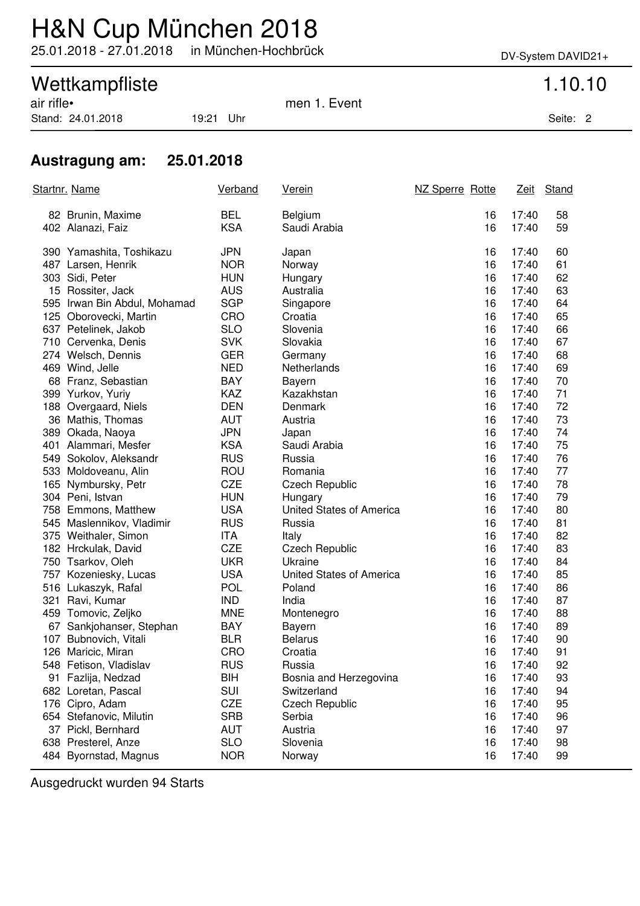# H&N Cup München 2018

25.01.2018 - 27.01.2018 in München-Hochbrück

DV-System DAVID21+

## Wettkampfliste 1.10.10

air rifle• men 1. Event

Stand: 24.01.2018 19:21 Uhr

### Austragung am: 25.01.2018

| Startnr. | Name | Verband | Verein | NZ Sperre | Rotte | Zeit | Stand |
|---|---|---|---|---|---|---|---|
| 82 | Brunin, Maxime | BEL | Belgium | | 16 | 17:40 | 58 |
| 402 | Alanazi, Faiz | KSA | Saudi Arabia | | 16 | 17:40 | 59 |
| 390 | Yamashita, Toshikazu | JPN | Japan | | 16 | 17:40 | 60 |
| 487 | Larsen, Henrik | NOR | Norway | | 16 | 17:40 | 61 |
| 303 | Sidi, Peter | HUN | Hungary | | 16 | 17:40 | 62 |
| 15 | Rossiter, Jack | AUS | Australia | | 16 | 17:40 | 63 |
| 595 | Irwan Bin Abdul, Mohamad | SGP | Singapore | | 16 | 17:40 | 64 |
| 125 | Oborovecki, Martin | CRO | Croatia | | 16 | 17:40 | 65 |
| 637 | Petelinek, Jakob | SLO | Slovenia | | 16 | 17:40 | 66 |
| 710 | Cervenka, Denis | SVK | Slovakia | | 16 | 17:40 | 67 |
| 274 | Welsch, Dennis | GER | Germany | | 16 | 17:40 | 68 |
| 469 | Wind, Jelle | NED | Netherlands | | 16 | 17:40 | 69 |
| 68 | Franz, Sebastian | BAY | Bayern | | 16 | 17:40 | 70 |
| 399 | Yurkov, Yuriy | KAZ | Kazakhstan | | 16 | 17:40 | 71 |
| 188 | Overgaard, Niels | DEN | Denmark | | 16 | 17:40 | 72 |
| 36 | Mathis, Thomas | AUT | Austria | | 16 | 17:40 | 73 |
| 389 | Okada, Naoya | JPN | Japan | | 16 | 17:40 | 74 |
| 401 | Alammari, Mesfer | KSA | Saudi Arabia | | 16 | 17:40 | 75 |
| 549 | Sokolov, Aleksandr | RUS | Russia | | 16 | 17:40 | 76 |
| 533 | Moldoveanu, Alin | ROU | Romania | | 16 | 17:40 | 77 |
| 165 | Nymbursky, Petr | CZE | Czech Republic | | 16 | 17:40 | 78 |
| 304 | Peni, Istvan | HUN | Hungary | | 16 | 17:40 | 79 |
| 758 | Emmons, Matthew | USA | United States of America | | 16 | 17:40 | 80 |
| 545 | Maslennikov, Vladimir | RUS | Russia | | 16 | 17:40 | 81 |
| 375 | Weithaler, Simon | ITA | Italy | | 16 | 17:40 | 82 |
| 182 | Hrckulak, David | CZE | Czech Republic | | 16 | 17:40 | 83 |
| 750 | Tsarkov, Oleh | UKR | Ukraine | | 16 | 17:40 | 84 |
| 757 | Kozeniesky, Lucas | USA | United States of America | | 16 | 17:40 | 85 |
| 516 | Lukaszyk, Rafal | POL | Poland | | 16 | 17:40 | 86 |
| 321 | Ravi, Kumar | IND | India | | 16 | 17:40 | 87 |
| 459 | Tomovic, Zeljko | MNE | Montenegro | | 16 | 17:40 | 88 |
| 67 | Sankjohanser, Stephan | BAY | Bayern | | 16 | 17:40 | 89 |
| 107 | Bubnovich, Vitali | BLR | Belarus | | 16 | 17:40 | 90 |
| 126 | Maricic, Miran | CRO | Croatia | | 16 | 17:40 | 91 |
| 548 | Fetison, Vladislav | RUS | Russia | | 16 | 17:40 | 92 |
| 91 | Fazlija, Nedzad | BIH | Bosnia and Herzegovina | | 16 | 17:40 | 93 |
| 682 | Loretan, Pascal | SUI | Switzerland | | 16 | 17:40 | 94 |
| 176 | Cipro, Adam | CZE | Czech Republic | | 16 | 17:40 | 95 |
| 654 | Stefanovic, Milutin | SRB | Serbia | | 16 | 17:40 | 96 |
| 37 | Pickl, Bernhard | AUT | Austria | | 16 | 17:40 | 97 |
| 638 | Presterel, Anze | SLO | Slovenia | | 16 | 17:40 | 98 |
| 484 | Byornstad, Magnus | NOR | Norway | | 16 | 17:40 | 99 |

Ausgedruckt wurden 94 Starts